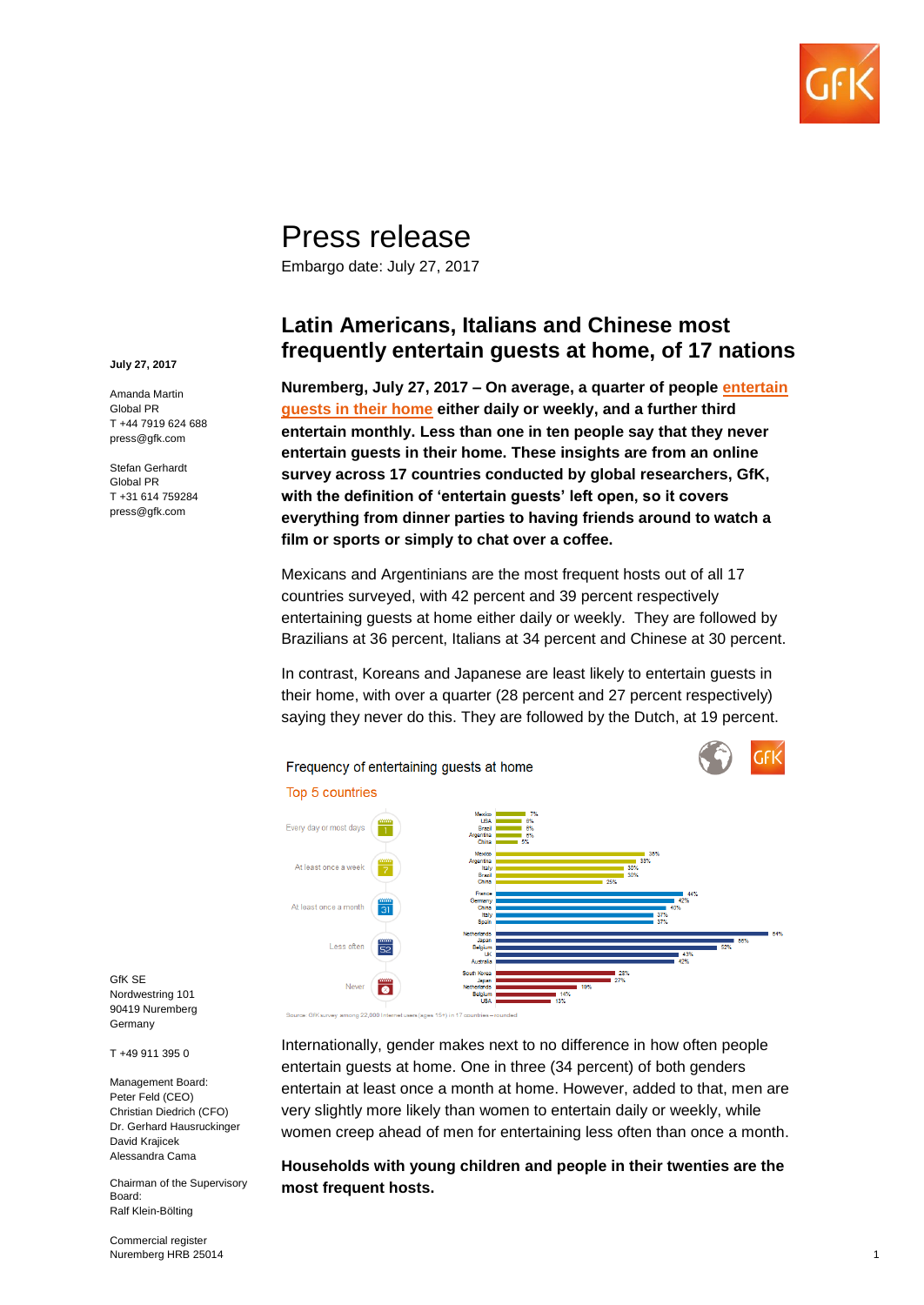# Press release

Embargo date: July 27, 2017

**July 27, 2017**

Amanda Martin
Global PR
T +44 7919 624 688
press@gfk.com

Stefan Gerhardt
Global PR
T +31 614 759284
press@gfk.com

## Latin Americans, Italians and Chinese most frequently entertain guests at home, of 17 nations

**Nuremberg, July 27, 2017 – On average, a quarter of people entertain guests in their home either daily or weekly, and a further third entertain monthly. Less than one in ten people say that they never entertain guests in their home. These insights are from an online survey across 17 countries conducted by global researchers, GfK, with the definition of 'entertain guests' left open, so it covers everything from dinner parties to having friends around to watch a film or sports or simply to chat over a coffee.**

Mexicans and Argentinians are the most frequent hosts out of all 17 countries surveyed, with 42 percent and 39 percent respectively entertaining guests at home either daily or weekly. They are followed by Brazilians at 36 percent, Italians at 34 percent and Chinese at 30 percent.

In contrast, Koreans and Japanese are least likely to entertain guests in their home, with over a quarter (28 percent and 27 percent respectively) saying they never do this. They are followed by the Dutch, at 19 percent.

Frequency of entertaining guests at home

Top 5 countries

| Frequency | Country | Percent |
|---|---|---|
| Every day or most days | Mexico | 7% |
| | USA | 6% |
| | Brazil | 6% |
| | Argentina | 6% |
| | China | 5% |
| At least once a week | Mexico | 35% |
| | Argentina | 33% |
| | Italy | 30% |
| | Brazil | 30% |
| | China | 25% |
| At least once a month | France | 44% |
| | Germany | 42% |
| | China | 40% |
| | Italy | 37% |
| | Spain | 37% |
| Less often | Netherlands | 64% |
| | Japan | 56% |
| | Belgium | 52% |
| | UK | 43% |
| | Australia | 42% |
| Never | South Korea | 28% |
| | Japan | 27% |
| | Netherlands | 19% |
| | Belgium | 14% |
| | USA | 13% |

Source: GfK survey among 22,000 internet users (ages 15+) in 17 countries – rounded

Internationally, gender makes next to no difference in how often people entertain guests at home. One in three (34 percent) of both genders entertain at least once a month at home. However, added to that, men are very slightly more likely than women to entertain daily or weekly, while women creep ahead of men for entertaining less often than once a month.

**Households with young children and people in their twenties are the most frequent hosts.**

GfK SE
Nordwestring 101
90419 Nuremberg
Germany

T +49 911 395 0

Management Board:
Peter Feld (CEO)
Christian Diedrich (CFO)
Dr. Gerhard Hausruckinger
David Krajicek
Alessandra Cama

Chairman of the Supervisory Board:
Ralf Klein-Bölting

Commercial register
Nuremberg HRB 25014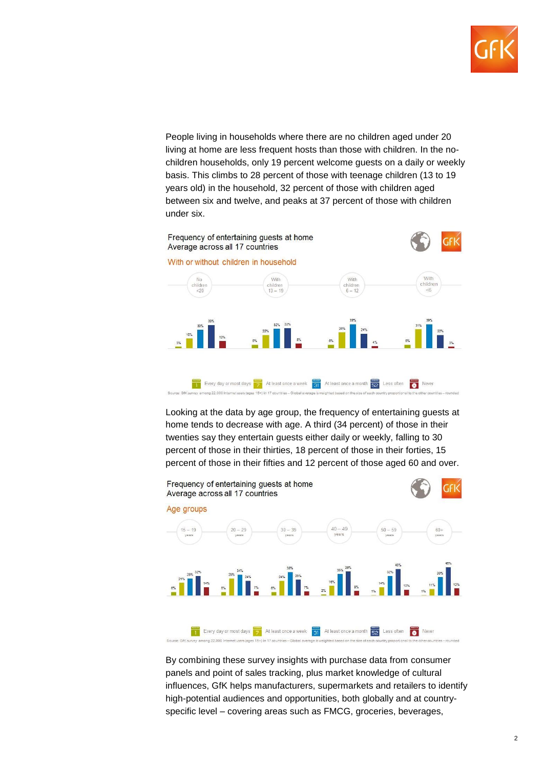People living in households where there are no children aged under 20 living at home are less frequent hosts than those with children. In the no-children households, only 19 percent welcome guests on a daily or weekly basis. This climbs to 28 percent of those with teenage children (13 to 19 years old) in the household, 32 percent of those with children aged between six and twelve, and peaks at 37 percent of those with children under six.

Frequency of entertaining guests at home
Average across all 17 countries

With or without children in household

| | Every day or most days | At least once a week | At least once a month | Less often | Never |
|---|---|---|---|---|---|
| No children <20 | 3% | 16% | 30% | 38% | 12% |
| With children 13 – 19 | 6% | 22% | 32% | 33% | 8% |
| With children 6 – 12 | 6% | 26% | 39% | 24% | 4% |
| With children <6 | 6% | 31% | 39% | 22% | 3% |

Source: GfK survey among 22,000 Internet users (ages 15+) in 17 countries – Global average is weighted based on the size of each country proportional to the other countries – rounded

Looking at the data by age group, the frequency of entertaining guests at home tends to decrease with age. A third (34 percent) of those in their twenties say they entertain guests either daily or weekly, falling to 30 percent of those in their thirties, 18 percent of those in their forties, 15 percent of those in their fifties and 12 percent of those aged 60 and over.

Frequency of entertaining guests at home
Average across all 17 countries

Age groups

| | Every day or most days | At least once a week | At least once a month | Less often | Never |
|---|---|---|---|---|---|
| 15 – 19 years | 6% | 21% | 28% | 32% | 14% |
| 20 – 29 years | 5% | 28% | 34% | 24% | 7% |
| 30 – 39 years | 6% | 24% | 38% | 26% | 7% |
| 40 – 49 years | 2% | 16% | 35% | 39% | 8% |
| 50 – 59 years | 1% | 14% | 32% | 43% | 10% |
| 60+ years | 1% | 11% | 30% | 46% | 12% |

Source: GfK survey among 22,000 Internet users (ages 15+) in 17 countries – Global average is weighted based on the size of each country proportional to the other countries – rounded

By combining these survey insights with purchase data from consumer panels and point of sales tracking, plus market knowledge of cultural influences, GfK helps manufacturers, supermarkets and retailers to identify high-potential audiences and opportunities, both globally and at country-specific level – covering areas such as FMCG, groceries, beverages,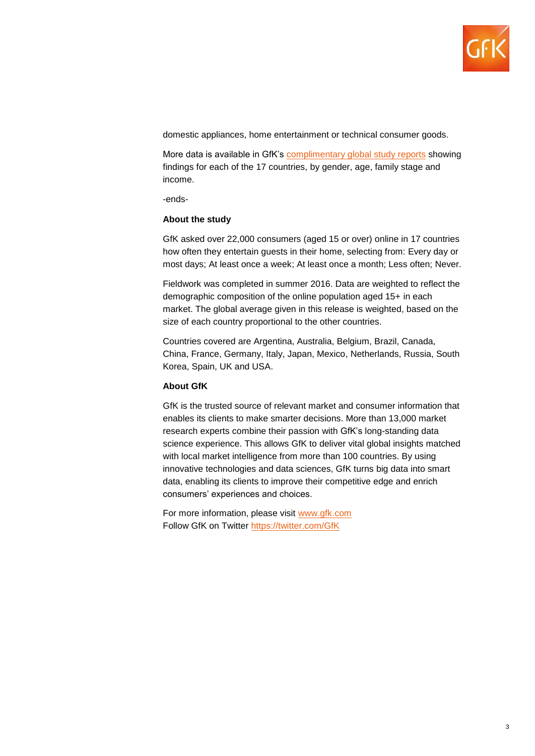domestic appliances, home entertainment or technical consumer goods.

More data is available in GfK's complimentary global study reports showing findings for each of the 17 countries, by gender, age, family stage and income.

-ends-

**About the study**

GfK asked over 22,000 consumers (aged 15 or over) online in 17 countries how often they entertain guests in their home, selecting from: Every day or most days; At least once a week; At least once a month; Less often; Never.

Fieldwork was completed in summer 2016. Data are weighted to reflect the demographic composition of the online population aged 15+ in each market. The global average given in this release is weighted, based on the size of each country proportional to the other countries.

Countries covered are Argentina, Australia, Belgium, Brazil, Canada, China, France, Germany, Italy, Japan, Mexico, Netherlands, Russia, South Korea, Spain, UK and USA.

**About GfK**

GfK is the trusted source of relevant market and consumer information that enables its clients to make smarter decisions. More than 13,000 market research experts combine their passion with GfK's long-standing data science experience. This allows GfK to deliver vital global insights matched with local market intelligence from more than 100 countries. By using innovative technologies and data sciences, GfK turns big data into smart data, enabling its clients to improve their competitive edge and enrich consumers' experiences and choices.

For more information, please visit www.gfk.com
Follow GfK on Twitter https://twitter.com/GfK